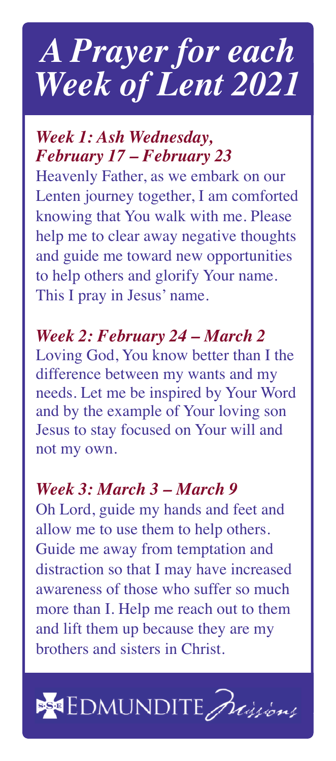# *A Prayer for each Week of Lent 2021*

### *Week 1: Ash Wednesday, February 17 – February 23*

Heavenly Father, as we embark on our Lenten journey together, I am comforted knowing that You walk with me. Please help me to clear away negative thoughts and guide me toward new opportunities to help others and glorify Your name. This I pray in Jesus' name.

### *Week 2: February 24 – March 2*

Loving God, You know better than I the difference between my wants and my needs. Let me be inspired by Your Word and by the example of Your loving son Jesus to stay focused on Your will and not my own.

### *Week 3: March 3 – March 9*

Oh Lord, guide my hands and feet and allow me to use them to help others. Guide me away from temptation and distraction so that I may have increased awareness of those who suffer so much more than I. Help me reach out to them and lift them up because they are my brothers and sisters in Christ.

S·S·E EDMUNDITE *Missions*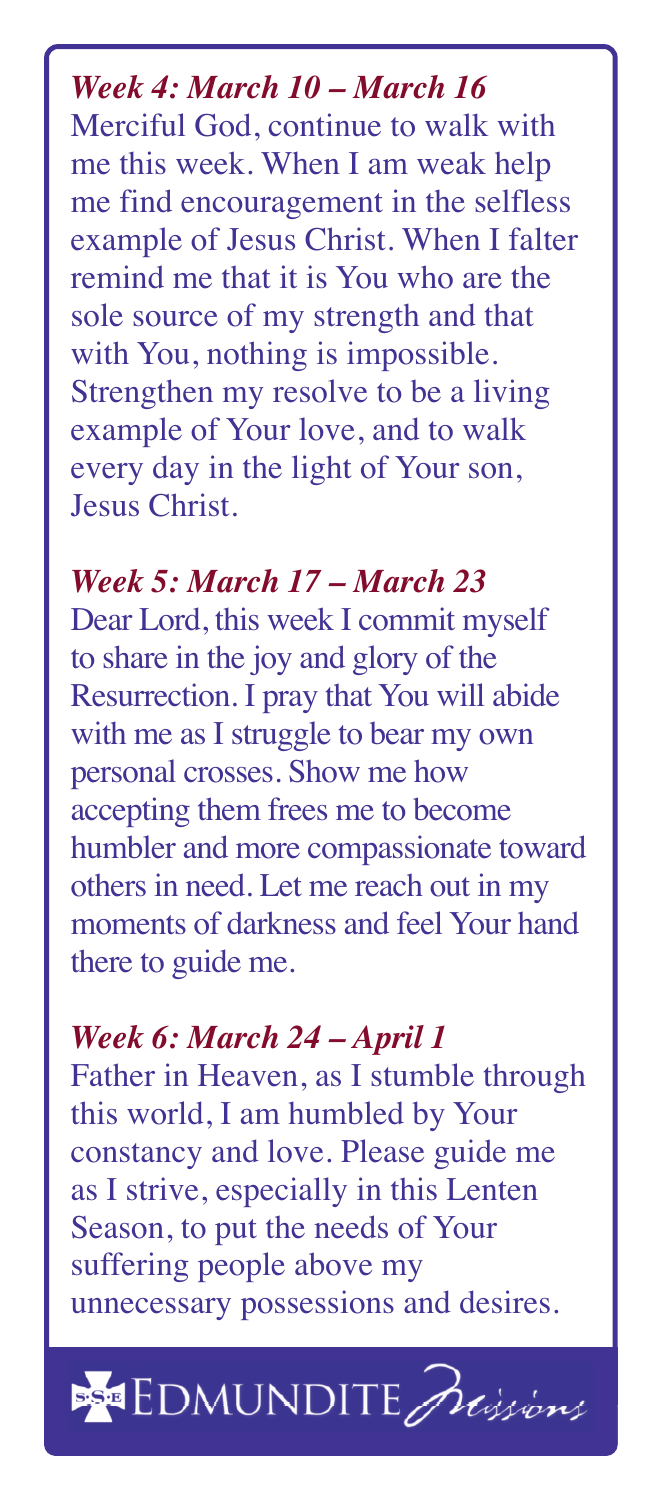***Week 4: March 10 – March 16***

Merciful God, continue to walk with me this week. When I am weak help me find encouragement in the selfless example of Jesus Christ. When I falter remind me that it is You who are the sole source of my strength and that with You, nothing is impossible. Strengthen my resolve to be a living example of Your love, and to walk every day in the light of Your son, Jesus Christ.

***Week 5: March 17 – March 23***

Dear Lord, this week I commit myself to share in the joy and glory of the Resurrection. I pray that You will abide with me as I struggle to bear my own personal crosses. Show me how accepting them frees me to become humbler and more compassionate toward others in need. Let me reach out in my moments of darkness and feel Your hand there to guide me.

***Week 6: March 24 – April 1***

Father in Heaven, as I stumble through this world, I am humbled by Your constancy and love. Please guide me as I strive, especially in this Lenten Season, to put the needs of Your suffering people above my unnecessary possessions and desires.

S.S.E. EDMUNDITE *Missions*